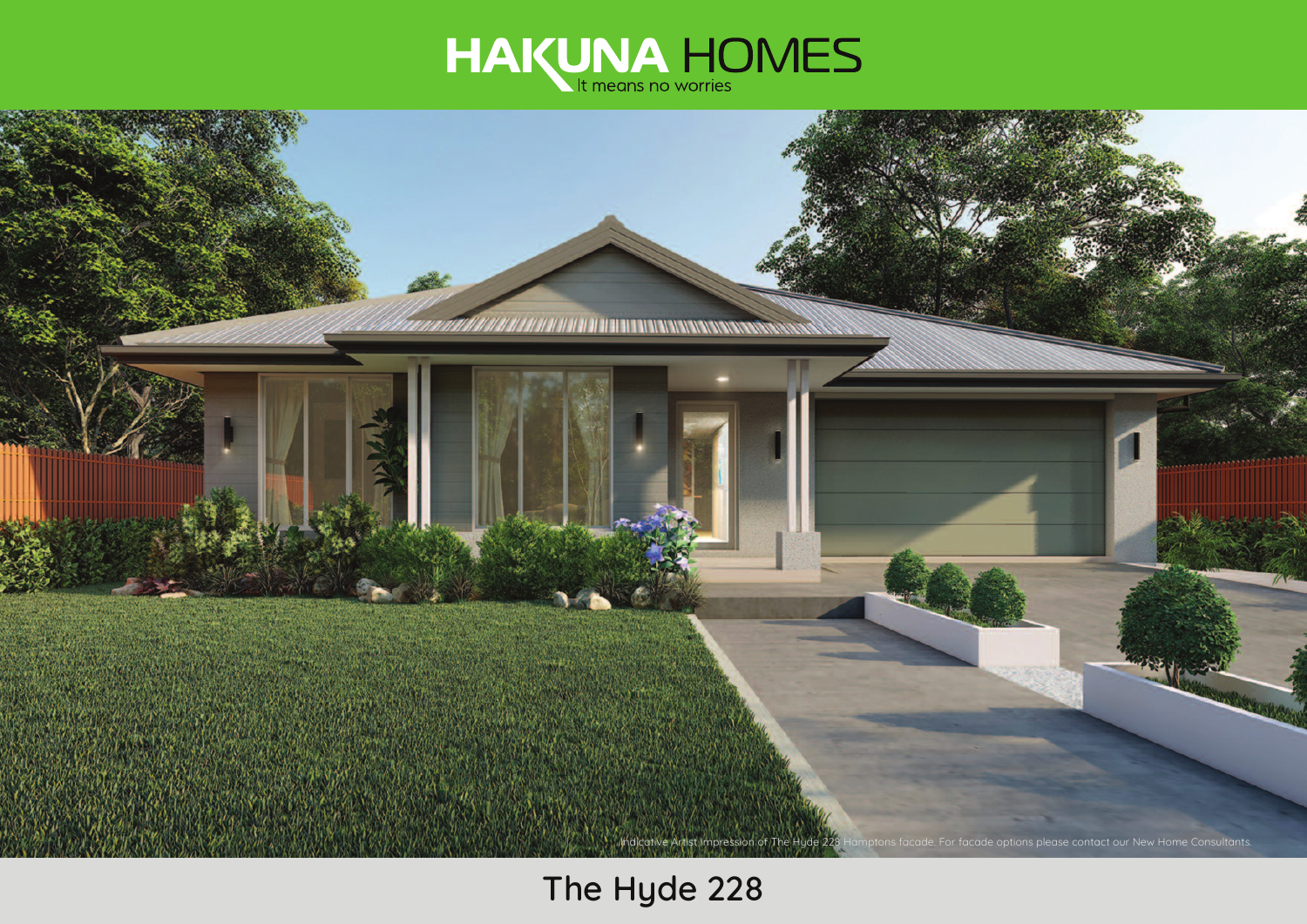# HAKUNA HOMES

It means no worries

Indicative Artist Impression of The Hyde 228 Hamptons facade. For facade options please contact our New Home Consultants.

## The Hyde 228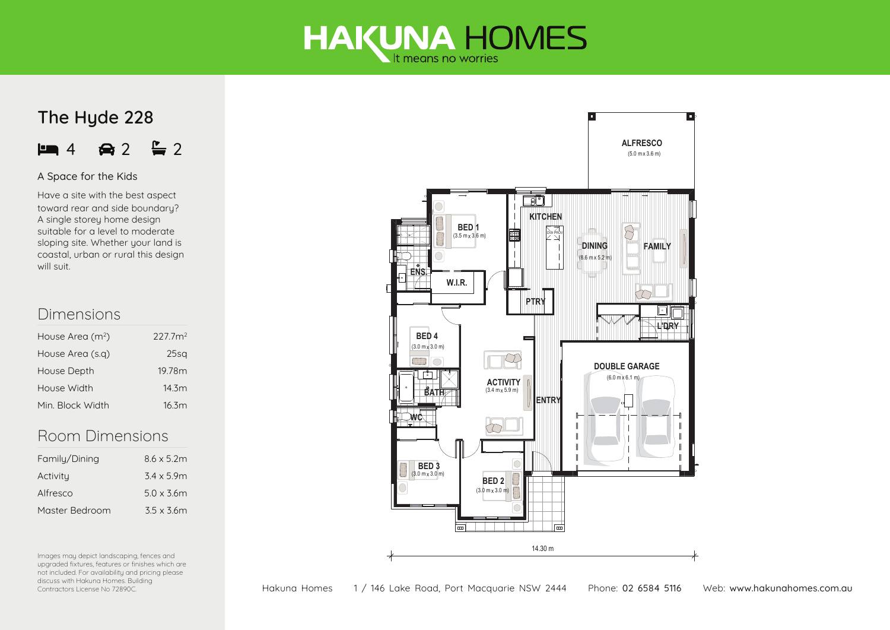# HAKUNA HOMES

It means no worries

## The Hyde 228

4 · 2 · 2

### A Space for the Kids

Have a site with the best aspect toward rear and side boundary? A single storey home design suitable for a level to moderate sloping site. Whether your land is coastal, urban or rural this design will suit.

## Dimensions

| | |
|---|---|
| House Area (m²) | 227.7m² |
| House Area (s.q) | 25sq |
| House Depth | 19.78m |
| House Width | 14.3m |
| Min. Block Width | 16.3m |

## Room Dimensions

| | |
|---|---|
| Family/Dining | 8.6 x 5.2m |
| Activity | 3.4 x 5.9m |
| Alfresco | 5.0 x 3.6m |
| Master Bedroom | 3.5 x 3.6m |

Images may depict landscaping, fences and upgraded fixtures, features or finishes which are not included. For availability and pricing please discuss with Hakuna Homes. Building Contractors License No 72890C.

ALFRESCO (5.0 m x 3.6 m)
KITCHEN
BED 1 (3.5 m x 3.6 m)
DINING (8.6 m x 5.2 m)
FAMILY
ENS
W.I.R.
PTRY
L'DRY
BED 4 (3.0 m x 3.0 m)
DOUBLE GARAGE (6.0 m x 6.1 m)
ACTIVITY (3.4 m x 5.9 m)
BATH
ENTRY
WC
BED 3 (3.0 m x 3.0 m)
BED 2 (3.0 m x 3.0 m)
14.30 m

Hakuna Homes 1 / 146 Lake Road, Port Macquarie NSW 2444 Phone: 02 6584 5116 Web: www.hakunahomes.com.au